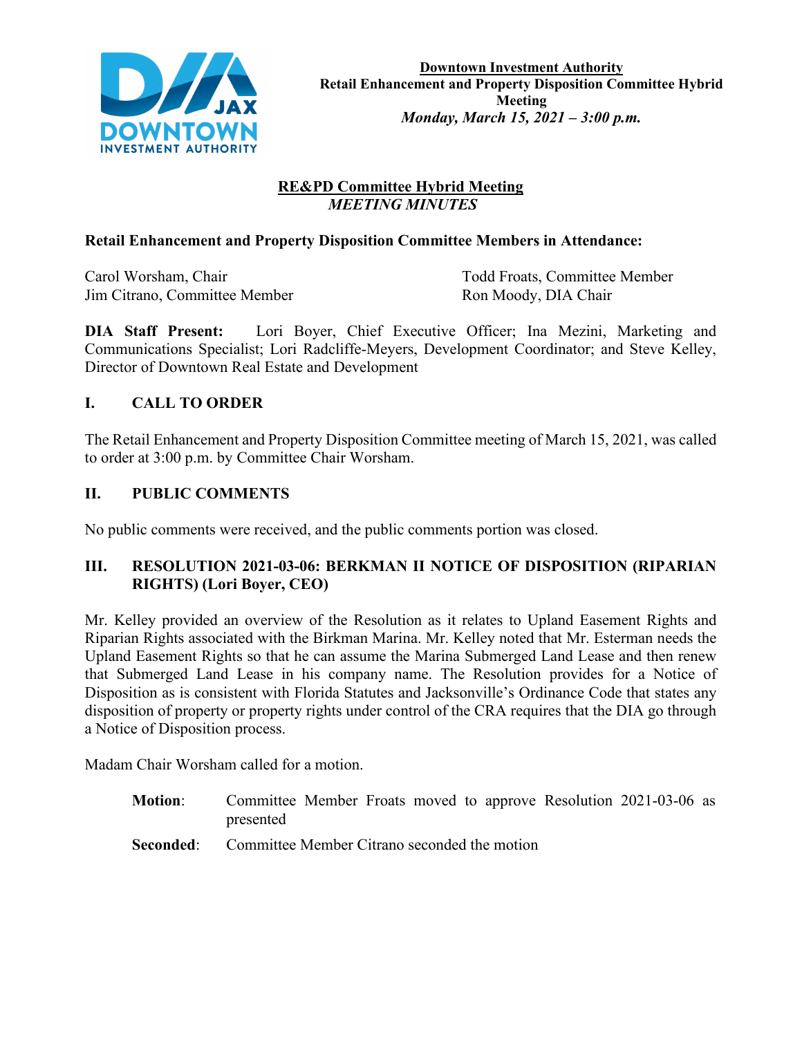**Downtown Investment Authority**
**Retail Enhancement and Property Disposition Committee Hybrid Meeting**
***Monday, March 15, 2021 – 3:00 p.m.***

## RE&PD Committee Hybrid Meeting
*MEETING MINUTES*

**Retail Enhancement and Property Disposition Committee Members in Attendance:**

Carol Worsham, Chair
Jim Citrano, Committee Member
Todd Froats, Committee Member
Ron Moody, DIA Chair

**DIA Staff Present:** Lori Boyer, Chief Executive Officer; Ina Mezini, Marketing and Communications Specialist; Lori Radcliffe-Meyers, Development Coordinator; and Steve Kelley, Director of Downtown Real Estate and Development

## I. CALL TO ORDER

The Retail Enhancement and Property Disposition Committee meeting of March 15, 2021, was called to order at 3:00 p.m. by Committee Chair Worsham.

## II. PUBLIC COMMENTS

No public comments were received, and the public comments portion was closed.

## III. RESOLUTION 2021-03-06: BERKMAN II NOTICE OF DISPOSITION (RIPARIAN RIGHTS) (Lori Boyer, CEO)

Mr. Kelley provided an overview of the Resolution as it relates to Upland Easement Rights and Riparian Rights associated with the Birkman Marina. Mr. Kelley noted that Mr. Esterman needs the Upland Easement Rights so that he can assume the Marina Submerged Land Lease and then renew that Submerged Land Lease in his company name. The Resolution provides for a Notice of Disposition as is consistent with Florida Statutes and Jacksonville's Ordinance Code that states any disposition of property or property rights under control of the CRA requires that the DIA go through a Notice of Disposition process.

Madam Chair Worsham called for a motion.

**Motion**: Committee Member Froats moved to approve Resolution 2021-03-06 as presented

**Seconded**: Committee Member Citrano seconded the motion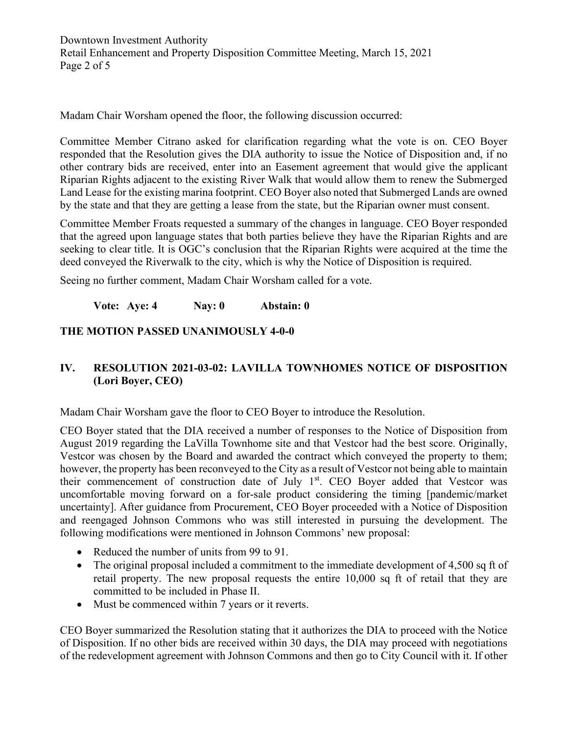Madam Chair Worsham opened the floor, the following discussion occurred:

Committee Member Citrano asked for clarification regarding what the vote is on. CEO Boyer responded that the Resolution gives the DIA authority to issue the Notice of Disposition and, if no other contrary bids are received, enter into an Easement agreement that would give the applicant Riparian Rights adjacent to the existing River Walk that would allow them to renew the Submerged Land Lease for the existing marina footprint. CEO Boyer also noted that Submerged Lands are owned by the state and that they are getting a lease from the state, but the Riparian owner must consent.

Committee Member Froats requested a summary of the changes in language. CEO Boyer responded that the agreed upon language states that both parties believe they have the Riparian Rights and are seeking to clear title. It is OGC's conclusion that the Riparian Rights were acquired at the time the deed conveyed the Riverwalk to the city, which is why the Notice of Disposition is required.

Seeing no further comment, Madam Chair Worsham called for a vote.

**Vote: Aye: 4 Nay: 0 Abstain: 0**

**THE MOTION PASSED UNANIMOUSLY 4-0-0**

## IV. RESOLUTION 2021-03-02: LAVILLA TOWNHOMES NOTICE OF DISPOSITION (Lori Boyer, CEO)

Madam Chair Worsham gave the floor to CEO Boyer to introduce the Resolution.

CEO Boyer stated that the DIA received a number of responses to the Notice of Disposition from August 2019 regarding the LaVilla Townhome site and that Vestcor had the best score. Originally, Vestcor was chosen by the Board and awarded the contract which conveyed the property to them; however, the property has been reconveyed to the City as a result of Vestcor not being able to maintain their commencement of construction date of July 1st. CEO Boyer added that Vestcor was uncomfortable moving forward on a for-sale product considering the timing [pandemic/market uncertainty]. After guidance from Procurement, CEO Boyer proceeded with a Notice of Disposition and reengaged Johnson Commons who was still interested in pursuing the development. The following modifications were mentioned in Johnson Commons' new proposal:

- Reduced the number of units from 99 to 91.
- The original proposal included a commitment to the immediate development of 4,500 sq ft of retail property. The new proposal requests the entire 10,000 sq ft of retail that they are committed to be included in Phase II.
- Must be commenced within 7 years or it reverts.

CEO Boyer summarized the Resolution stating that it authorizes the DIA to proceed with the Notice of Disposition. If no other bids are received within 30 days, the DIA may proceed with negotiations of the redevelopment agreement with Johnson Commons and then go to City Council with it. If other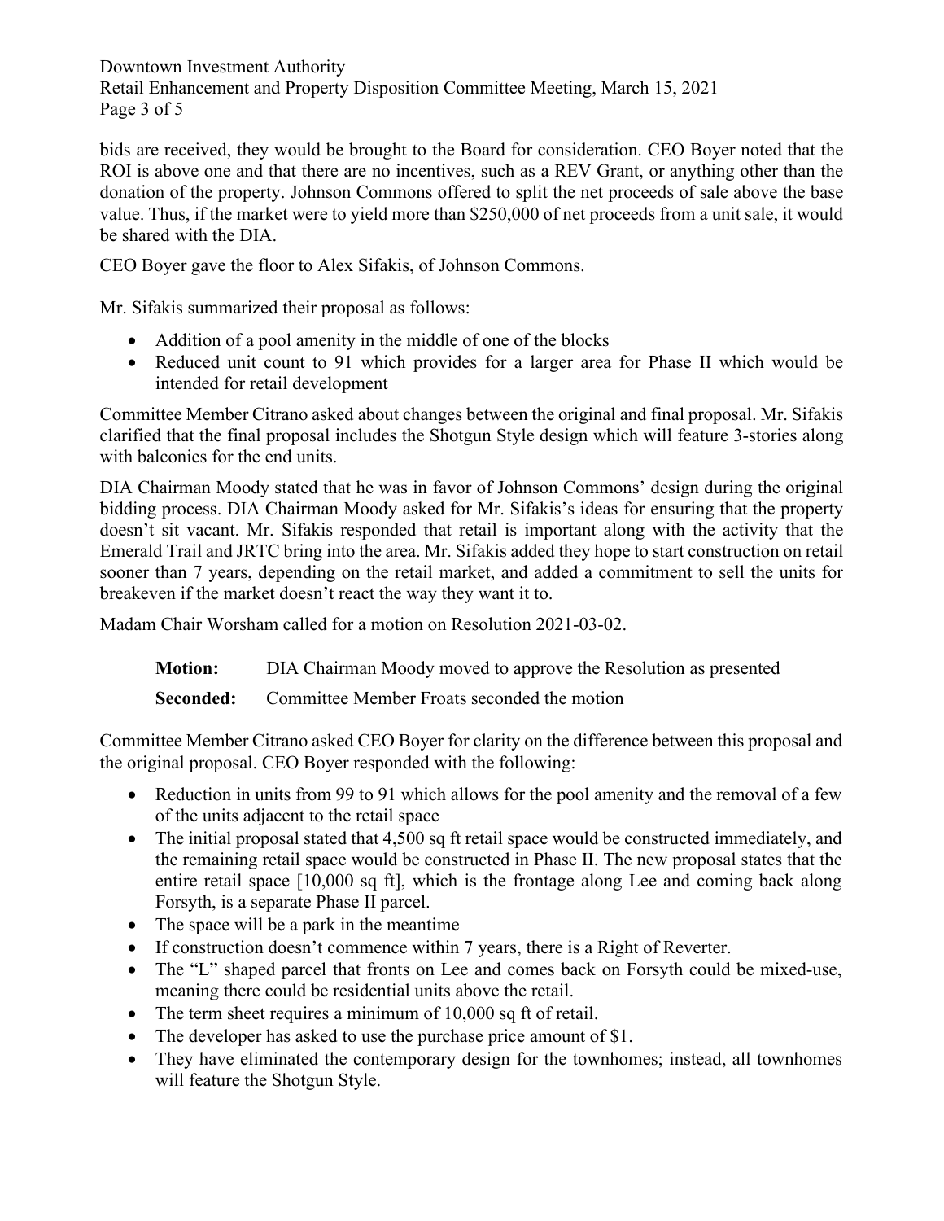bids are received, they would be brought to the Board for consideration. CEO Boyer noted that the ROI is above one and that there are no incentives, such as a REV Grant, or anything other than the donation of the property. Johnson Commons offered to split the net proceeds of sale above the base value. Thus, if the market were to yield more than $250,000 of net proceeds from a unit sale, it would be shared with the DIA.

CEO Boyer gave the floor to Alex Sifakis, of Johnson Commons.

Mr. Sifakis summarized their proposal as follows:

- Addition of a pool amenity in the middle of one of the blocks
- Reduced unit count to 91 which provides for a larger area for Phase II which would be intended for retail development

Committee Member Citrano asked about changes between the original and final proposal. Mr. Sifakis clarified that the final proposal includes the Shotgun Style design which will feature 3-stories along with balconies for the end units.

DIA Chairman Moody stated that he was in favor of Johnson Commons' design during the original bidding process. DIA Chairman Moody asked for Mr. Sifakis's ideas for ensuring that the property doesn't sit vacant. Mr. Sifakis responded that retail is important along with the activity that the Emerald Trail and JRTC bring into the area. Mr. Sifakis added they hope to start construction on retail sooner than 7 years, depending on the retail market, and added a commitment to sell the units for breakeven if the market doesn't react the way they want it to.

Madam Chair Worsham called for a motion on Resolution 2021-03-02.

**Motion:** DIA Chairman Moody moved to approve the Resolution as presented

**Seconded:** Committee Member Froats seconded the motion

Committee Member Citrano asked CEO Boyer for clarity on the difference between this proposal and the original proposal. CEO Boyer responded with the following:

- Reduction in units from 99 to 91 which allows for the pool amenity and the removal of a few of the units adjacent to the retail space
- The initial proposal stated that 4,500 sq ft retail space would be constructed immediately, and the remaining retail space would be constructed in Phase II. The new proposal states that the entire retail space [10,000 sq ft], which is the frontage along Lee and coming back along Forsyth, is a separate Phase II parcel.
- The space will be a park in the meantime
- If construction doesn't commence within 7 years, there is a Right of Reverter.
- The "L" shaped parcel that fronts on Lee and comes back on Forsyth could be mixed-use, meaning there could be residential units above the retail.
- The term sheet requires a minimum of 10,000 sq ft of retail.
- The developer has asked to use the purchase price amount of $1.
- They have eliminated the contemporary design for the townhomes; instead, all townhomes will feature the Shotgun Style.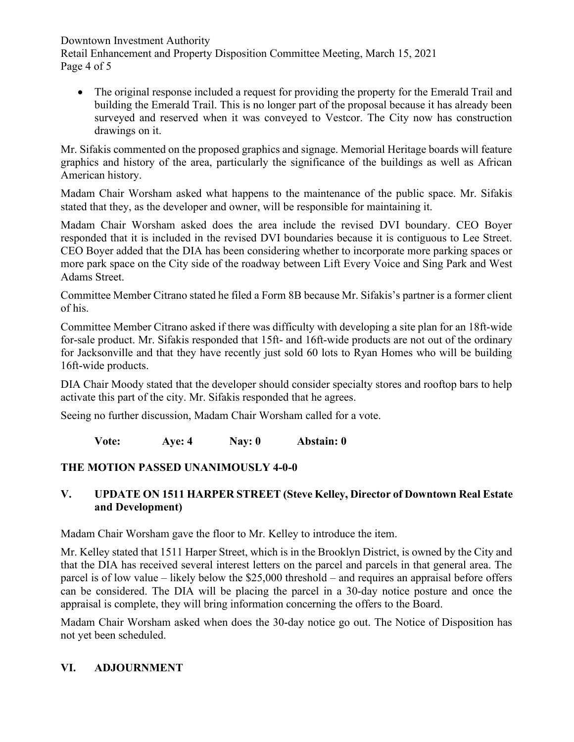- The original response included a request for providing the property for the Emerald Trail and building the Emerald Trail. This is no longer part of the proposal because it has already been surveyed and reserved when it was conveyed to Vestcor. The City now has construction drawings on it.

Mr. Sifakis commented on the proposed graphics and signage. Memorial Heritage boards will feature graphics and history of the area, particularly the significance of the buildings as well as African American history.

Madam Chair Worsham asked what happens to the maintenance of the public space. Mr. Sifakis stated that they, as the developer and owner, will be responsible for maintaining it.

Madam Chair Worsham asked does the area include the revised DVI boundary. CEO Boyer responded that it is included in the revised DVI boundaries because it is contiguous to Lee Street. CEO Boyer added that the DIA has been considering whether to incorporate more parking spaces or more park space on the City side of the roadway between Lift Every Voice and Sing Park and West Adams Street.

Committee Member Citrano stated he filed a Form 8B because Mr. Sifakis's partner is a former client of his.

Committee Member Citrano asked if there was difficulty with developing a site plan for an 18ft-wide for-sale product. Mr. Sifakis responded that 15ft- and 16ft-wide products are not out of the ordinary for Jacksonville and that they have recently just sold 60 lots to Ryan Homes who will be building 16ft-wide products.

DIA Chair Moody stated that the developer should consider specialty stores and rooftop bars to help activate this part of the city. Mr. Sifakis responded that he agrees.

Seeing no further discussion, Madam Chair Worsham called for a vote.

**Vote: Aye: 4 Nay: 0 Abstain: 0**

**THE MOTION PASSED UNANIMOUSLY 4-0-0**

## V. UPDATE ON 1511 HARPER STREET (Steve Kelley, Director of Downtown Real Estate and Development)

Madam Chair Worsham gave the floor to Mr. Kelley to introduce the item.

Mr. Kelley stated that 1511 Harper Street, which is in the Brooklyn District, is owned by the City and that the DIA has received several interest letters on the parcel and parcels in that general area. The parcel is of low value – likely below the $25,000 threshold – and requires an appraisal before offers can be considered. The DIA will be placing the parcel in a 30-day notice posture and once the appraisal is complete, they will bring information concerning the offers to the Board.

Madam Chair Worsham asked when does the 30-day notice go out. The Notice of Disposition has not yet been scheduled.

## VI. ADJOURNMENT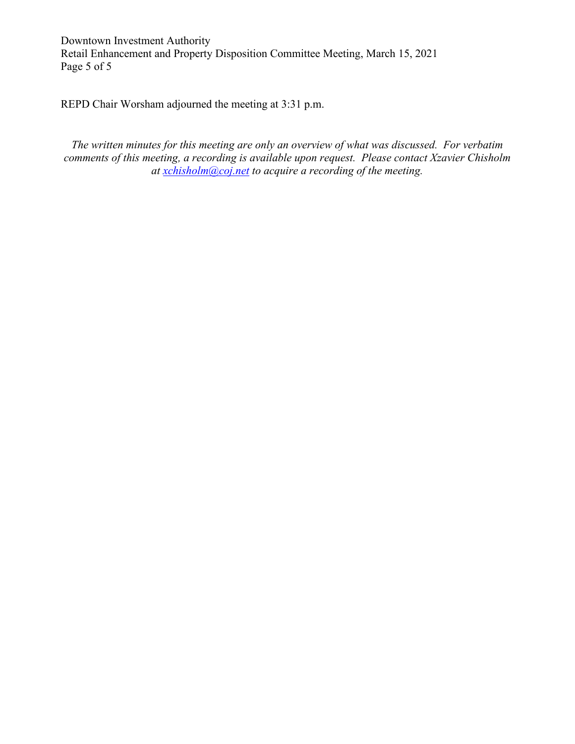REPD Chair Worsham adjourned the meeting at 3:31 p.m.

*The written minutes for this meeting are only an overview of what was discussed. For verbatim comments of this meeting, a recording is available upon request. Please contact Xzavier Chisholm at xchisholm@coj.net to acquire a recording of the meeting.*